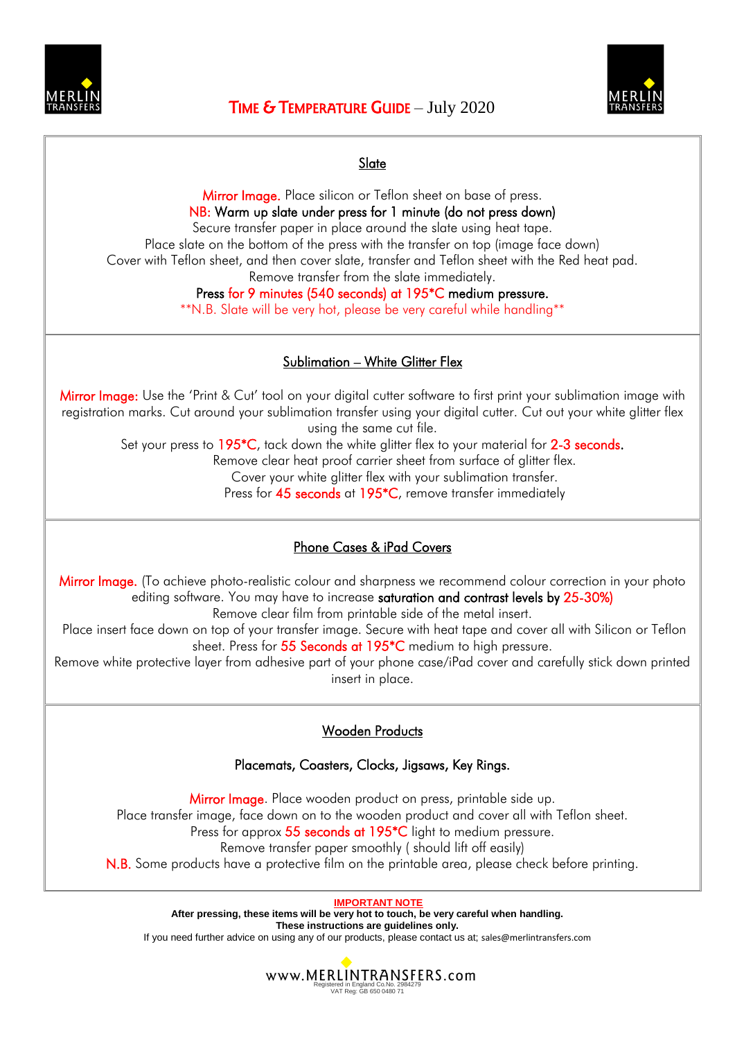# TIME & TEMPERATURE GUIDE – July 2020

## Slate

Mirror Image. Place silicon or Teflon sheet on base of press.
NB: Warm up slate under press for 1 minute (do not press down)
Secure transfer paper in place around the slate using heat tape.
Place slate on the bottom of the press with the transfer on top (image face down)
Cover with Teflon sheet, and then cover slate, transfer and Teflon sheet with the Red heat pad.
Remove transfer from the slate immediately.
Press for 9 minutes (540 seconds) at 195*C medium pressure.
**N.B. Slate will be very hot, please be very careful while handling**

## Sublimation – White Glitter Flex

Mirror Image: Use the 'Print & Cut' tool on your digital cutter software to first print your sublimation image with registration marks. Cut around your sublimation transfer using your digital cutter. Cut out your white glitter flex using the same cut file.
Set your press to 195*C, tack down the white glitter flex to your material for 2-3 seconds.
Remove clear heat proof carrier sheet from surface of glitter flex.
Cover your white glitter flex with your sublimation transfer.
Press for 45 seconds at 195*C, remove transfer immediately

## Phone Cases & iPad Covers

Mirror Image. (To achieve photo-realistic colour and sharpness we recommend colour correction in your photo editing software. You may have to increase saturation and contrast levels by 25-30%)
Remove clear film from printable side of the metal insert.
Place insert face down on top of your transfer image. Secure with heat tape and cover all with Silicon or Teflon sheet. Press for 55 Seconds at 195*C medium to high pressure.
Remove white protective layer from adhesive part of your phone case/iPad cover and carefully stick down printed insert in place.

## Wooden Products

### Placemats, Coasters, Clocks, Jigsaws, Key Rings.

Mirror Image. Place wooden product on press, printable side up.
Place transfer image, face down on to the wooden product and cover all with Teflon sheet.
Press for approx 55 seconds at 195*C light to medium pressure.
Remove transfer paper smoothly ( should lift off easily)
N.B. Some products have a protective film on the printable area, please check before printing.

**IMPORTANT NOTE**

**After pressing, these items will be very hot to touch, be very careful when handling.**
**These instructions are guidelines only.**
If you need further advice on using any of our products, please contact us at; sales@merlintransfers.com

www.MERLINTRANSFERS.com
Registered in England Co.No. 2984279
VAT Reg: GB 650 0480 71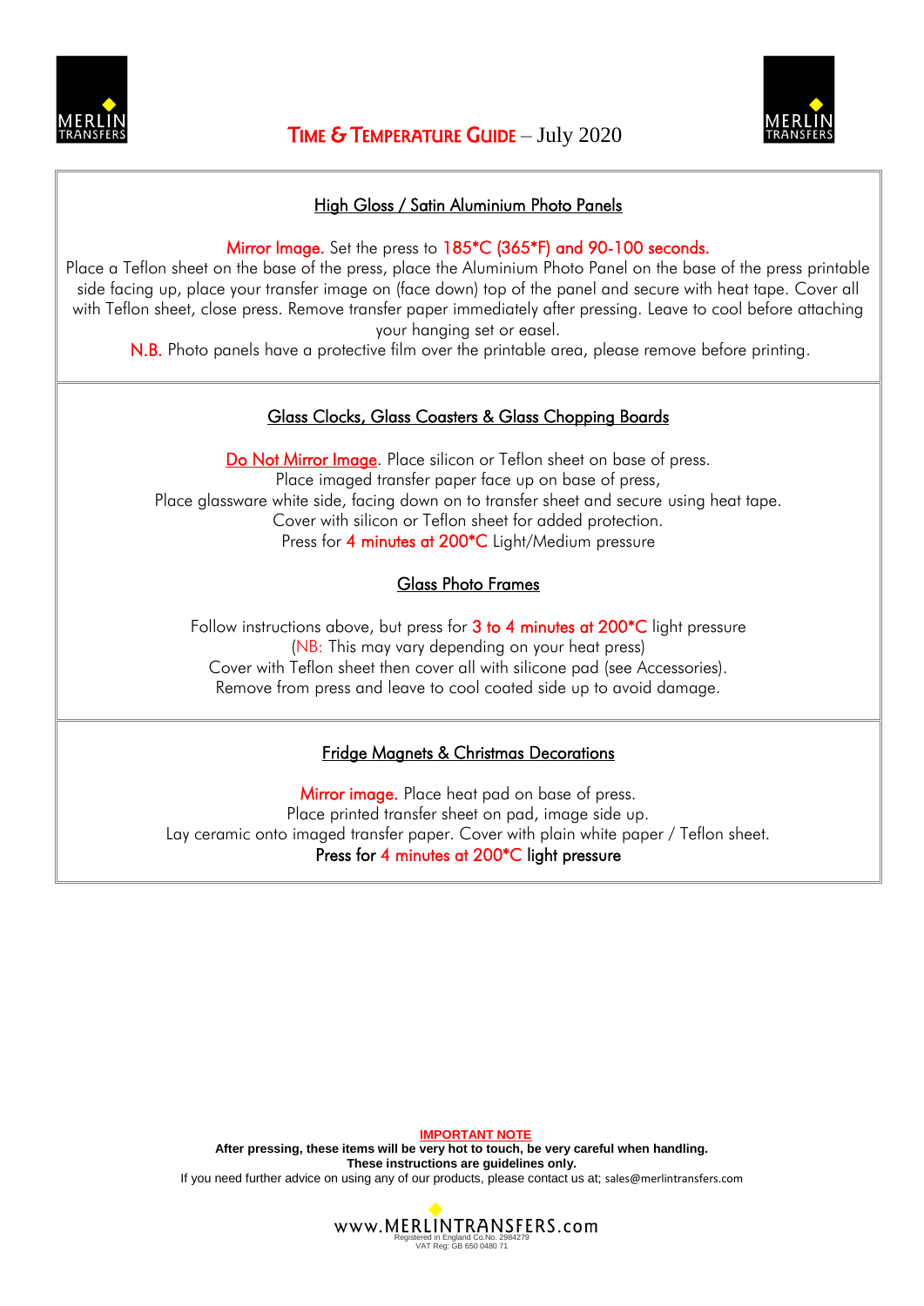# TIME & TEMPERATURE GUIDE – July 2020

## High Gloss / Satin Aluminium Photo Panels

Mirror Image. Set the press to 185*C (365*F) and 90-100 seconds.
Place a Teflon sheet on the base of the press, place the Aluminium Photo Panel on the base of the press printable side facing up, place your transfer image on (face down) top of the panel and secure with heat tape. Cover all with Teflon sheet, close press. Remove transfer paper immediately after pressing. Leave to cool before attaching your hanging set or easel.
N.B. Photo panels have a protective film over the printable area, please remove before printing.

## Glass Clocks, Glass Coasters & Glass Chopping Boards

Do Not Mirror Image. Place silicon or Teflon sheet on base of press.
Place imaged transfer paper face up on base of press,
Place glassware white side, facing down on to transfer sheet and secure using heat tape.
Cover with silicon or Teflon sheet for added protection.
Press for 4 minutes at 200*C Light/Medium pressure

## Glass Photo Frames

Follow instructions above, but press for 3 to 4 minutes at 200*C light pressure
(NB: This may vary depending on your heat press)
Cover with Teflon sheet then cover all with silicone pad (see Accessories).
Remove from press and leave to cool coated side up to avoid damage.

## Fridge Magnets & Christmas Decorations

Mirror image. Place heat pad on base of press.
Place printed transfer sheet on pad, image side up.
Lay ceramic onto imaged transfer paper. Cover with plain white paper / Teflon sheet.
**Press for 4 minutes at 200*C light pressure**

**IMPORTANT NOTE**
**After pressing, these items will be very hot to touch, be very careful when handling.**
**These instructions are guidelines only.**
If you need further advice on using any of our products, please contact us at; sales@merlintransfers.com

www.MERLINTRANSFERS.com
Registered in England Co.No. 2984279
VAT Reg: GB 650 0480 71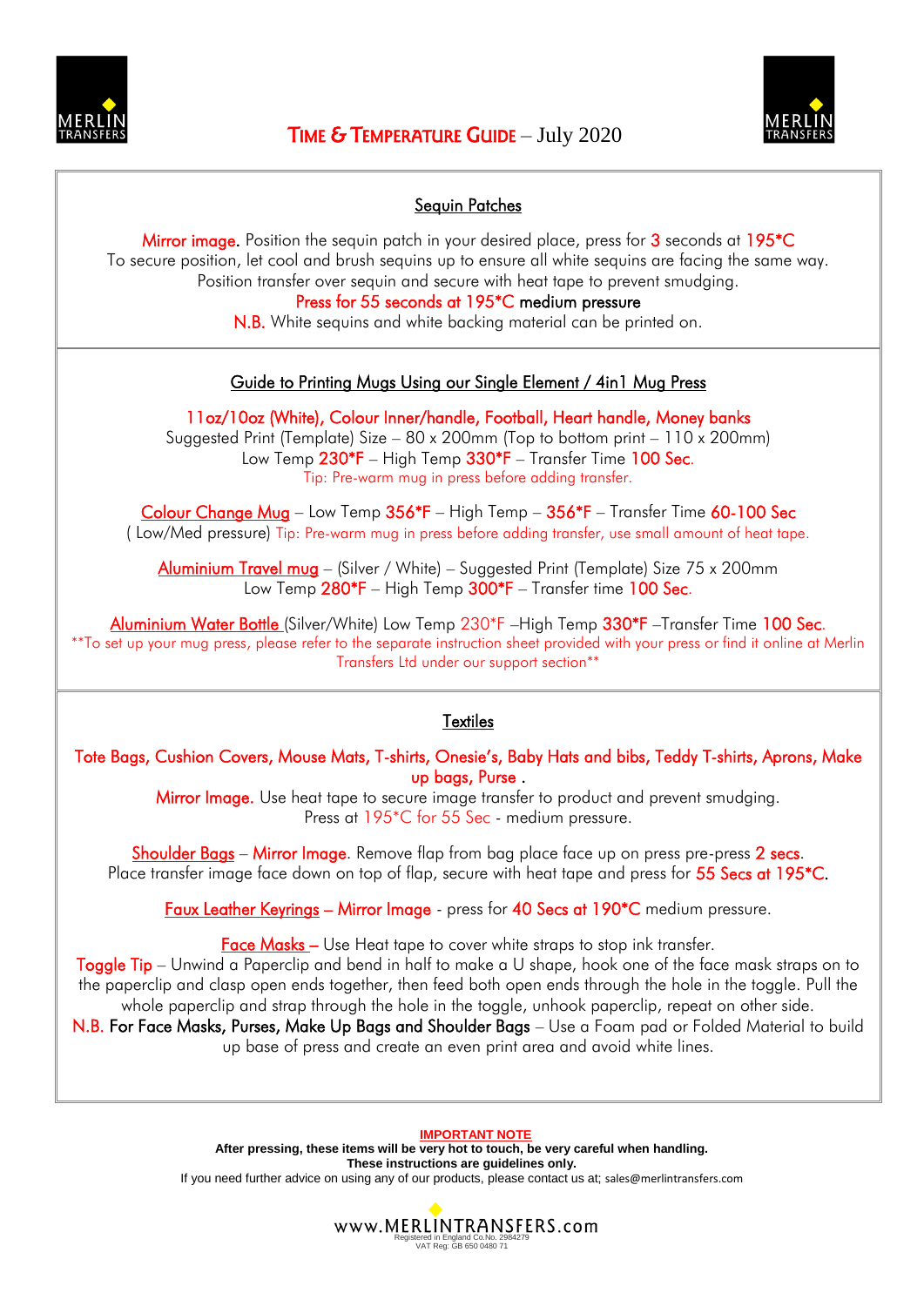# TIME & TEMPERATURE GUIDE – July 2020

## Sequin Patches

Mirror image. Position the sequin patch in your desired place, press for 3 seconds at 195*C
To secure position, let cool and brush sequins up to ensure all white sequins are facing the same way.
Position transfer over sequin and secure with heat tape to prevent smudging.
Press for 55 seconds at 195*C medium pressure
N.B. White sequins and white backing material can be printed on.

## Guide to Printing Mugs Using our Single Element / 4in1 Mug Press

11oz/10oz (White), Colour Inner/handle, Football, Heart handle, Money banks
Suggested Print (Template) Size – 80 x 200mm (Top to bottom print – 110 x 200mm)
Low Temp 230*F – High Temp 330*F – Transfer Time 100 Sec.
Tip: Pre-warm mug in press before adding transfer.

Colour Change Mug – Low Temp 356*F – High Temp – 356*F – Transfer Time 60-100 Sec
( Low/Med pressure) Tip: Pre-warm mug in press before adding transfer, use small amount of heat tape.

Aluminium Travel mug – (Silver / White) – Suggested Print (Template) Size 75 x 200mm
Low Temp 280*F – High Temp 300*F – Transfer time 100 Sec.

Aluminium Water Bottle (Silver/White) Low Temp 230*F –High Temp 330*F –Transfer Time 100 Sec.
**To set up your mug press, please refer to the separate instruction sheet provided with your press or find it online at Merlin Transfers Ltd under our support section**

## Textiles

Tote Bags, Cushion Covers, Mouse Mats, T-shirts, Onesie's, Baby Hats and bibs, Teddy T-shirts, Aprons, Make up bags, Purse .
Mirror Image. Use heat tape to secure image transfer to product and prevent smudging.
Press at 195*C for 55 Sec - medium pressure.

Shoulder Bags – Mirror Image. Remove flap from bag place face up on press pre-press 2 secs.
Place transfer image face down on top of flap, secure with heat tape and press for 55 Secs at 195*C.

Faux Leather Keyrings – Mirror Image - press for 40 Secs at 190*C medium pressure.

Face Masks – Use Heat tape to cover white straps to stop ink transfer.
Toggle Tip – Unwind a Paperclip and bend in half to make a U shape, hook one of the face mask straps on to the paperclip and clasp open ends together, then feed both open ends through the hole in the toggle. Pull the whole paperclip and strap through the hole in the toggle, unhook paperclip, repeat on other side.
N.B. For Face Masks, Purses, Make Up Bags and Shoulder Bags – Use a Foam pad or Folded Material to build up base of press and create an even print area and avoid white lines.

**IMPORTANT NOTE**
**After pressing, these items will be very hot to touch, be very careful when handling.**
**These instructions are guidelines only.**
If you need further advice on using any of our products, please contact us at; sales@merlintransfers.com

www.MERLINTRANSFERS.com
Registered in England Co.No. 2984279
VAT Reg: GB 650 0480 71